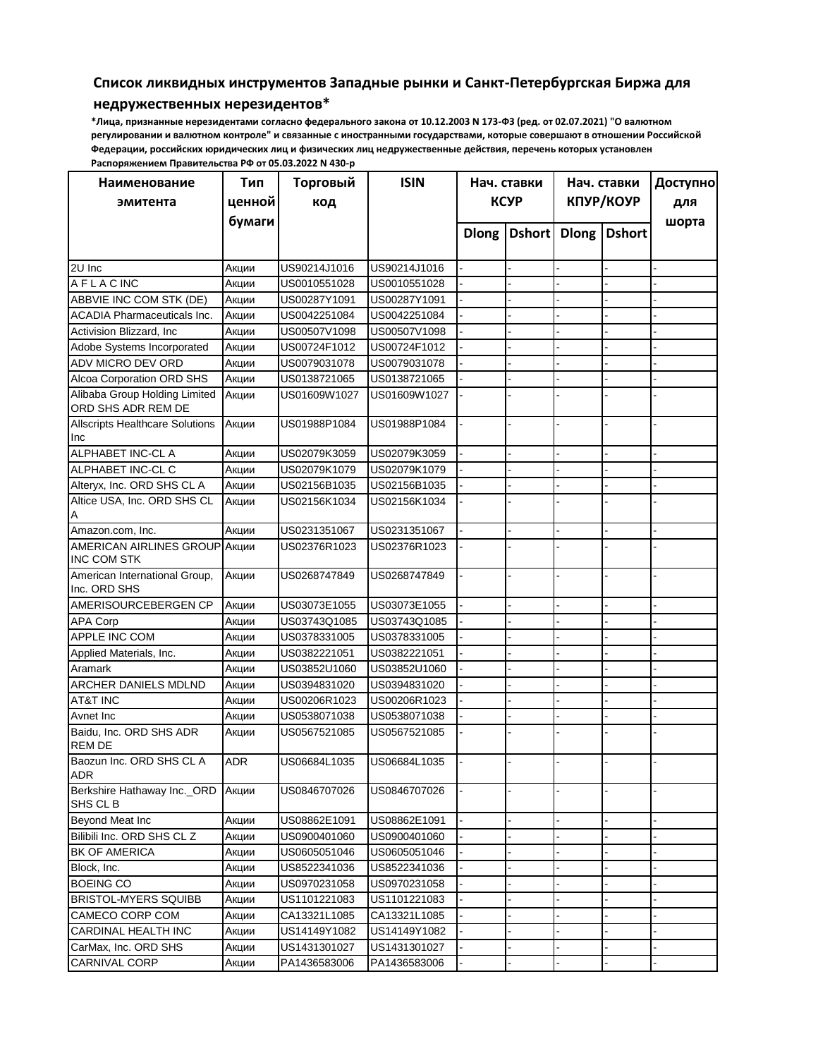## Список ликвидных инструментов Западные рынки и Санкт-Петербургская Биржа для недружественных нерезидентов*

**\*Лица, признанные нерезидентами согласно федерального закона от 10.12.2003 N 173-ФЗ (ред. от 02.07.2021) "О валютном регулировании и валютном контроле" и связанные с иностранными государствами, которые совершают в отношении Российской Федерации, российских юридических лиц и физических лиц недружественные действия, перечень которых установлен Распоряжением Правительства РФ от 05.03.2022 N 430-р**

| Наименование эмитента | Тип ценной бумаги | Торговый код | ISIN | Нач. ставки КСУР | | Нач. ставки КПУР/КОУР | | Доступно для шорта |
|---|---|---|---|---|---|---|---|---|
| | | | | Dlong | Dshort | Dlong | Dshort | |
| 2U Inc | Акции | US90214J1016 | US90214J1016 | - | - | - | - | - |
| A F L A C INC | Акции | US0010551028 | US0010551028 | - | - | - | - | - |
| ABBVIE INC COM STK (DE) | Акции | US00287Y1091 | US00287Y1091 | - | - | - | - | - |
| ACADIA Pharmaceuticals Inc. | Акции | US0042251084 | US0042251084 | - | - | - | - | - |
| Activision Blizzard, Inc | Акции | US00507V1098 | US00507V1098 | - | - | - | - | - |
| Adobe Systems Incorporated | Акции | US00724F1012 | US00724F1012 | - | - | - | - | - |
| ADV MICRO DEV ORD | Акции | US0079031078 | US0079031078 | - | - | - | - | - |
| Alcoa Corporation ORD SHS | Акции | US0138721065 | US0138721065 | - | - | - | - | - |
| Alibaba Group Holding Limited ORD SHS ADR REM DE | Акции | US01609W1027 | US01609W1027 | - | - | - | - | - |
| Allscripts Healthcare Solutions Inc | Акции | US01988P1084 | US01988P1084 | - | - | - | - | - |
| ALPHABET INC-CL A | Акции | US02079K3059 | US02079K3059 | - | - | - | - | - |
| ALPHABET INC-CL C | Акции | US02079K1079 | US02079K1079 | - | - | - | - | - |
| Alteryx, Inc. ORD SHS CL A | Акции | US02156B1035 | US02156B1035 | - | - | - | - | - |
| Altice USA, Inc. ORD SHS CL A | Акции | US02156K1034 | US02156K1034 | - | - | - | - | - |
| Amazon.com, Inc. | Акции | US0231351067 | US0231351067 | - | - | - | - | - |
| AMERICAN AIRLINES GROUP INC COM STK | Акции | US02376R1023 | US02376R1023 | - | - | - | - | - |
| American International Group, Inc. ORD SHS | Акции | US0268747849 | US0268747849 | - | - | - | - | - |
| AMERISOURCEBERGEN CP | Акции | US03073E1055 | US03073E1055 | - | - | - | - | - |
| APA Corp | Акции | US03743Q1085 | US03743Q1085 | - | - | - | - | - |
| APPLE INC COM | Акции | US0378331005 | US0378331005 | - | - | - | - | - |
| Applied Materials, Inc. | Акции | US0382221051 | US0382221051 | - | - | - | - | - |
| Aramark | Акции | US03852U1060 | US03852U1060 | - | - | - | - | - |
| ARCHER DANIELS MDLND | Акции | US0394831020 | US0394831020 | - | - | - | - | - |
| AT&T INC | Акции | US00206R1023 | US00206R1023 | - | - | - | - | - |
| Avnet Inc | Акции | US0538071038 | US0538071038 | - | - | - | - | - |
| Baidu, Inc. ORD SHS ADR REM DE | Акции | US0567521085 | US0567521085 | - | - | - | - | - |
| Baozun Inc. ORD SHS CL A ADR | ADR | US06684L1035 | US06684L1035 | - | - | - | - | - |
| Berkshire Hathaway Inc._ORD SHS CL B | Акции | US0846707026 | US0846707026 | - | - | - | - | - |
| Beyond Meat Inc | Акции | US08862E1091 | US08862E1091 | - | - | - | - | - |
| Bilibili Inc. ORD SHS CL Z | Акции | US0900401060 | US0900401060 | - | - | - | - | - |
| BK OF AMERICA | Акции | US0605051046 | US0605051046 | - | - | - | - | - |
| Block, Inc. | Акции | US8522341036 | US8522341036 | - | - | - | - | - |
| BOEING CO | Акции | US0970231058 | US0970231058 | - | - | - | - | - |
| BRISTOL-MYERS SQUIBB | Акции | US1101221083 | US1101221083 | - | - | - | - | - |
| CAMECO CORP COM | Акции | CA13321L1085 | CA13321L1085 | - | - | - | - | - |
| CARDINAL HEALTH INC | Акции | US14149Y1082 | US14149Y1082 | - | - | - | - | - |
| CarMax, Inc. ORD SHS | Акции | US1431301027 | US1431301027 | - | - | - | - | - |
| CARNIVAL CORP | Акции | PA1436583006 | PA1436583006 | - | - | - | - | - |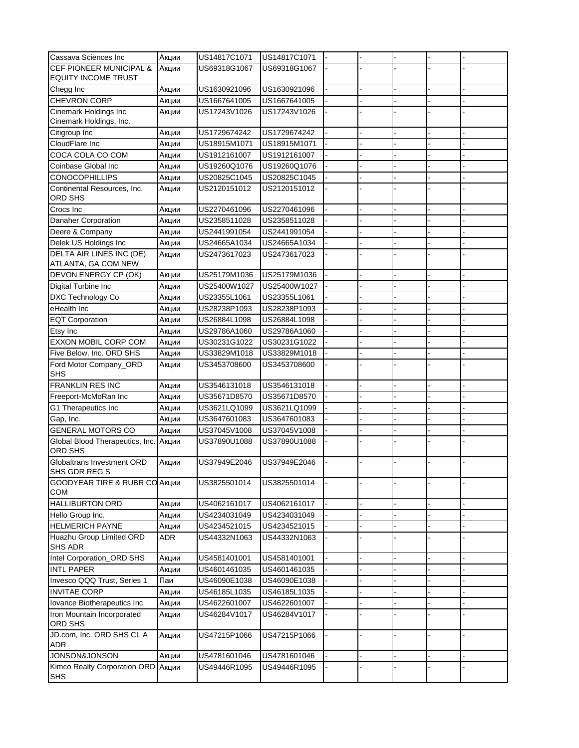| | | | | | | | | |
|---|---|---|---|---|---|---|---|---|
| Cassava Sciences Inc | Акции | US14817C1071 | US14817C1071 | - | - | - | - | - |
| CEF PIONEER MUNICIPAL & EQUITY INCOME TRUST | Акции | US69318G1067 | US69318G1067 | - | - | - | - | - |
| Chegg Inc | Акции | US1630921096 | US1630921096 | - | - | - | - | - |
| CHEVRON CORP | Акции | US1667641005 | US1667641005 | - | - | - | - | - |
| Cinemark Holdings Inc Cinemark Holdings, Inc. | Акции | US17243V1026 | US17243V1026 | - | - | - | - | - |
| Citigroup Inc | Акции | US1729674242 | US1729674242 | - | - | - | - | - |
| CloudFlare Inc | Акции | US18915M1071 | US18915M1071 | - | - | - | - | - |
| COCA COLA CO COM | Акции | US1912161007 | US1912161007 | - | - | - | - | - |
| Coinbase Global Inc | Акции | US19260Q1076 | US19260Q1076 | - | - | - | - | - |
| CONOCOPHILLIPS | Акции | US20825C1045 | US20825C1045 | - | - | - | - | - |
| Continental Resources, Inc. ORD SHS | Акции | US2120151012 | US2120151012 | - | - | - | - | - |
| Crocs Inc | Акции | US2270461096 | US2270461096 | - | - | - | - | - |
| Danaher Corporation | Акции | US2358511028 | US2358511028 | - | - | - | - | - |
| Deere & Company | Акции | US2441991054 | US2441991054 | - | - | - | - | - |
| Delek US Holdings Inc | Акции | US24665A1034 | US24665A1034 | - | - | - | - | - |
| DELTA AIR LINES INC (DE), ATLANTA, GA COM NEW | Акции | US2473617023 | US2473617023 | - | - | - | - | - |
| DEVON ENERGY CP (OK) | Акции | US25179M1036 | US25179M1036 | - | - | - | - | - |
| Digital Turbine Inc | Акции | US25400W1027 | US25400W1027 | - | - | - | - | - |
| DXC Technology Co | Акции | US23355L1061 | US23355L1061 | - | - | - | - | - |
| eHealth Inc | Акции | US28238P1093 | US28238P1093 | - | - | - | - | - |
| EQT Corporation | Акции | US26884L1098 | US26884L1098 | - | - | - | - | - |
| Etsy Inc | Акции | US29786A1060 | US29786A1060 | - | - | - | - | - |
| EXXON MOBIL CORP COM | Акции | US30231G1022 | US30231G1022 | - | - | - | - | - |
| Five Below, Inc. ORD SHS | Акции | US33829M1018 | US33829M1018 | - | - | - | - | - |
| Ford Motor Company_ORD SHS | Акции | US3453708600 | US3453708600 | - | - | - | - | - |
| FRANKLIN RES INC | Акции | US3546131018 | US3546131018 | - | - | - | - | - |
| Freeport-McMoRan Inc | Акции | US35671D8570 | US35671D8570 | - | - | - | - | - |
| G1 Therapeutics Inc | Акции | US3621LQ1099 | US3621LQ1099 | - | - | - | - | - |
| Gap, Inc. | Акции | US3647601083 | US3647601083 | - | - | - | - | - |
| GENERAL MOTORS CO | Акции | US37045V1008 | US37045V1008 | - | - | - | - | - |
| Global Blood Therapeutics, Inc. ORD SHS | Акции | US37890U1088 | US37890U1088 | - | - | - | - | - |
| Globaltrans Investment ORD SHS GDR REG S | Акции | US37949E2046 | US37949E2046 | - | - | - | - | - |
| GOODYEAR TIRE & RUBR CO COM | Акции | US3825501014 | US3825501014 | - | - | - | - | - |
| HALLIBURTON ORD | Акции | US4062161017 | US4062161017 | - | - | - | - | - |
| Hello Group Inc. | Акции | US4234031049 | US4234031049 | - | - | - | - | - |
| HELMERICH PAYNE | Акции | US4234521015 | US4234521015 | - | - | - | - | - |
| Huazhu Group Limited ORD SHS ADR | ADR | US44332N1063 | US44332N1063 | - | - | - | - | - |
| Intel Corporation_ORD SHS | Акции | US4581401001 | US4581401001 | - | - | - | - | - |
| INTL PAPER | Акции | US4601461035 | US4601461035 | - | - | - | - | - |
| Invesco QQQ Trust, Series 1 | Паи | US46090E1038 | US46090E1038 | - | - | - | - | - |
| INVITAE CORP | Акции | US46185L1035 | US46185L1035 | - | - | - | - | - |
| Iovance Biotherapeutics Inc | Акции | US4622601007 | US4622601007 | - | - | - | - | - |
| Iron Mountain Incorporated ORD SHS | Акции | US46284V1017 | US46284V1017 | - | - | - | - | - |
| JD.com, Inc. ORD SHS CL A ADR | Акции | US47215P1066 | US47215P1066 | - | - | - | - | - |
| JONSON&JONSON | Акции | US4781601046 | US4781601046 | - | - | - | - | - |
| Kimco Realty Corporation ORD SHS | Акции | US49446R1095 | US49446R1095 | - | - | - | - | - |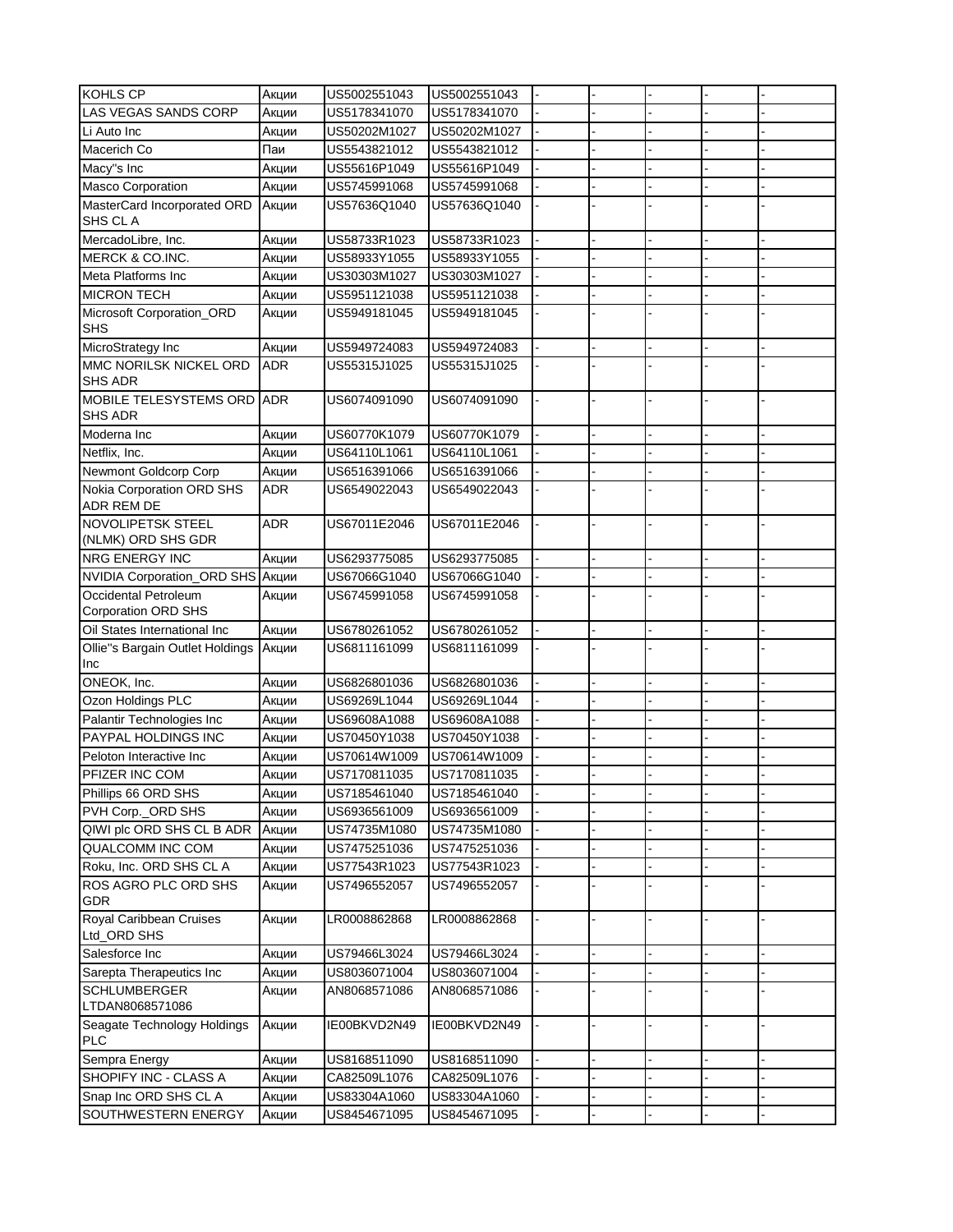| | | | | | | | | |
|---|---|---|---|---|---|---|---|---|
| KOHLS CP | Акции | US5002551043 | US5002551043 | - | - | - | - | - |
| LAS VEGAS SANDS CORP | Акции | US5178341070 | US5178341070 | - | - | - | - | - |
| Li Auto Inc | Акции | US50202M1027 | US50202M1027 | - | - | - | - | - |
| Macerich Co | Паи | US5543821012 | US5543821012 | - | - | - | - | - |
| Macy"s Inc | Акции | US55616P1049 | US55616P1049 | - | - | - | - | - |
| Masco Corporation | Акции | US5745991068 | US5745991068 | - | - | - | - | - |
| MasterCard Incorporated ORD SHS CL A | Акции | US57636Q1040 | US57636Q1040 | - | - | - | - | - |
| MercadoLibre, Inc. | Акции | US58733R1023 | US58733R1023 | - | - | - | - | - |
| MERCK & CO.INC. | Акции | US58933Y1055 | US58933Y1055 | - | - | - | - | - |
| Meta Platforms Inc | Акции | US30303M1027 | US30303M1027 | - | - | - | - | - |
| MICRON TECH | Акции | US5951121038 | US5951121038 | - | - | - | - | - |
| Microsoft Corporation_ORD SHS | Акции | US5949181045 | US5949181045 | - | - | - | - | - |
| MicroStrategy Inc | Акции | US5949724083 | US5949724083 | - | - | - | - | - |
| MMC NORILSK NICKEL ORD SHS ADR | ADR | US55315J1025 | US55315J1025 | - | - | - | - | - |
| MOBILE TELESYSTEMS ORD SHS ADR | ADR | US6074091090 | US6074091090 | - | - | - | - | - |
| Moderna Inc | Акции | US60770K1079 | US60770K1079 | - | - | - | - | - |
| Netflix, Inc. | Акции | US64110L1061 | US64110L1061 | - | - | - | - | - |
| Newmont Goldcorp Corp | Акции | US6516391066 | US6516391066 | - | - | - | - | - |
| Nokia Corporation ORD SHS ADR REM DE | ADR | US6549022043 | US6549022043 | - | - | - | - | - |
| NOVOLIPETSK STEEL (NLMK) ORD SHS GDR | ADR | US67011E2046 | US67011E2046 | - | - | - | - | - |
| NRG ENERGY INC | Акции | US6293775085 | US6293775085 | - | - | - | - | - |
| NVIDIA Corporation_ORD SHS | Акции | US67066G1040 | US67066G1040 | - | - | - | - | - |
| Occidental Petroleum Corporation ORD SHS | Акции | US6745991058 | US6745991058 | - | - | - | - | - |
| Oil States International Inc | Акции | US6780261052 | US6780261052 | - | - | - | - | - |
| Ollie"s Bargain Outlet Holdings Inc | Акции | US6811161099 | US6811161099 | - | - | - | - | - |
| ONEOK, Inc. | Акции | US6826801036 | US6826801036 | - | - | - | - | - |
| Ozon Holdings PLC | Акции | US69269L1044 | US69269L1044 | - | - | - | - | - |
| Palantir Technologies Inc | Акции | US69608A1088 | US69608A1088 | - | - | - | - | - |
| PAYPAL HOLDINGS INC | Акции | US70450Y1038 | US70450Y1038 | - | - | - | - | - |
| Peloton Interactive Inc | Акции | US70614W1009 | US70614W1009 | - | - | - | - | - |
| PFIZER INC COM | Акции | US7170811035 | US7170811035 | - | - | - | - | - |
| Phillips 66 ORD SHS | Акции | US7185461040 | US7185461040 | - | - | - | - | - |
| PVH Corp._ORD SHS | Акции | US6936561009 | US6936561009 | - | - | - | - | - |
| QIWI plc ORD SHS CL B ADR | Акции | US74735M1080 | US74735M1080 | - | - | - | - | - |
| QUALCOMM INC COM | Акции | US7475251036 | US7475251036 | - | - | - | - | - |
| Roku, Inc. ORD SHS CL A | Акции | US77543R1023 | US77543R1023 | - | - | - | - | - |
| ROS AGRO PLC ORD SHS GDR | Акции | US7496552057 | US7496552057 | - | - | - | - | - |
| Royal Caribbean Cruises Ltd_ORD SHS | Акции | LR0008862868 | LR0008862868 | - | - | - | - | - |
| Salesforce Inc | Акции | US79466L3024 | US79466L3024 | - | - | - | - | - |
| Sarepta Therapeutics Inc | Акции | US8036071004 | US8036071004 | - | - | - | - | - |
| SCHLUMBERGER LTDAN8068571086 | Акции | AN8068571086 | AN8068571086 | - | - | - | - | - |
| Seagate Technology Holdings PLC | Акции | IE00BKVD2N49 | IE00BKVD2N49 | - | - | - | - | - |
| Sempra Energy | Акции | US8168511090 | US8168511090 | - | - | - | - | - |
| SHOPIFY INC - CLASS A | Акции | CA82509L1076 | CA82509L1076 | - | - | - | - | - |
| Snap Inc ORD SHS CL A | Акции | US83304A1060 | US83304A1060 | - | - | - | - | - |
| SOUTHWESTERN ENERGY | Акции | US8454671095 | US8454671095 | - | - | - | - | - |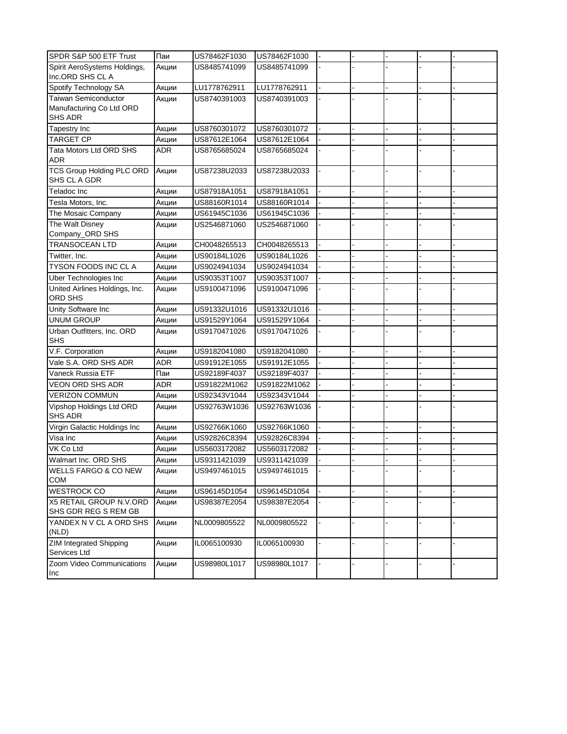| | | | | | | | | |
|---|---|---|---|---|---|---|---|---|
| SPDR S&P 500 ETF Trust | Паи | US78462F1030 | US78462F1030 | - | - | - | - | - |
| Spirit AeroSystems Holdings, Inc.ORD SHS CL A | Акции | US8485741099 | US8485741099 | - | - | - | - | - |
| Spotify Technology SA | Акции | LU1778762911 | LU1778762911 | - | - | - | - | - |
| Taiwan Semiconductor Manufacturing Co Ltd ORD SHS ADR | Акции | US8740391003 | US8740391003 | - | - | - | - | - |
| Tapestry Inc | Акции | US8760301072 | US8760301072 | - | - | - | - | - |
| TARGET CP | Акции | US87612E1064 | US87612E1064 | - | - | - | - | - |
| Tata Motors Ltd ORD SHS ADR | ADR | US8765685024 | US8765685024 | - | - | - | - | - |
| TCS Group Holding PLC ORD SHS CL A GDR | Акции | US87238U2033 | US87238U2033 | - | - | - | - | - |
| Teladoc Inc | Акции | US87918A1051 | US87918A1051 | - | - | - | - | - |
| Tesla Motors, Inc. | Акции | US88160R1014 | US88160R1014 | - | - | - | - | - |
| The Mosaic Company | Акции | US61945C1036 | US61945C1036 | - | - | - | - | - |
| The Walt Disney Company_ORD SHS | Акции | US2546871060 | US2546871060 | - | - | - | - | - |
| TRANSOCEAN LTD | Акции | CH0048265513 | CH0048265513 | - | - | - | - | - |
| Twitter, Inc. | Акции | US90184L1026 | US90184L1026 | - | - | - | - | - |
| TYSON FOODS INC CL A | Акции | US9024941034 | US9024941034 | - | - | - | - | - |
| Uber Technologies Inc | Акции | US90353T1007 | US90353T1007 | - | - | - | - | - |
| United Airlines Holdings, Inc. ORD SHS | Акции | US9100471096 | US9100471096 | - | - | - | - | - |
| Unity Software Inc | Акции | US91332U1016 | US91332U1016 | - | - | - | - | - |
| UNUM GROUP | Акции | US91529Y1064 | US91529Y1064 | - | - | - | - | - |
| Urban Outfitters, Inc. ORD SHS | Акции | US9170471026 | US9170471026 | - | - | - | - | - |
| V.F. Corporation | Акции | US9182041080 | US9182041080 | - | - | - | - | - |
| Vale S.A. ORD SHS ADR | ADR | US91912E1055 | US91912E1055 | - | - | - | - | - |
| Vaneck Russia ETF | Паи | US92189F4037 | US92189F4037 | - | - | - | - | - |
| VEON ORD SHS ADR | ADR | US91822M1062 | US91822M1062 | - | - | - | - | - |
| VERIZON COMMUN | Акции | US92343V1044 | US92343V1044 | - | - | - | - | - |
| Vipshop Holdings Ltd ORD SHS ADR | Акции | US92763W1036 | US92763W1036 | - | - | - | - | - |
| Virgin Galactic Holdings Inc | Акции | US92766K1060 | US92766K1060 | - | - | - | - | - |
| Visa Inc | Акции | US92826C8394 | US92826C8394 | - | - | - | - | - |
| VK Co Ltd | Акции | US5603172082 | US5603172082 | - | - | - | - | - |
| Walmart Inc. ORD SHS | Акции | US9311421039 | US9311421039 | - | - | - | - | - |
| WELLS FARGO & CO NEW COM | Акции | US9497461015 | US9497461015 | - | - | - | - | - |
| WESTROCK CO | Акции | US96145D1054 | US96145D1054 | - | - | - | - | - |
| X5 RETAIL GROUP N.V.ORD SHS GDR REG S REM GB | Акции | US98387E2054 | US98387E2054 | - | - | - | - | - |
| YANDEX N V CL A ORD SHS (NLD) | Акции | NL0009805522 | NL0009805522 | - | - | - | - | - |
| ZIM Integrated Shipping Services Ltd | Акции | IL0065100930 | IL0065100930 | - | - | - | - | - |
| Zoom Video Communications Inc | Акции | US98980L1017 | US98980L1017 | - | - | - | - | - |